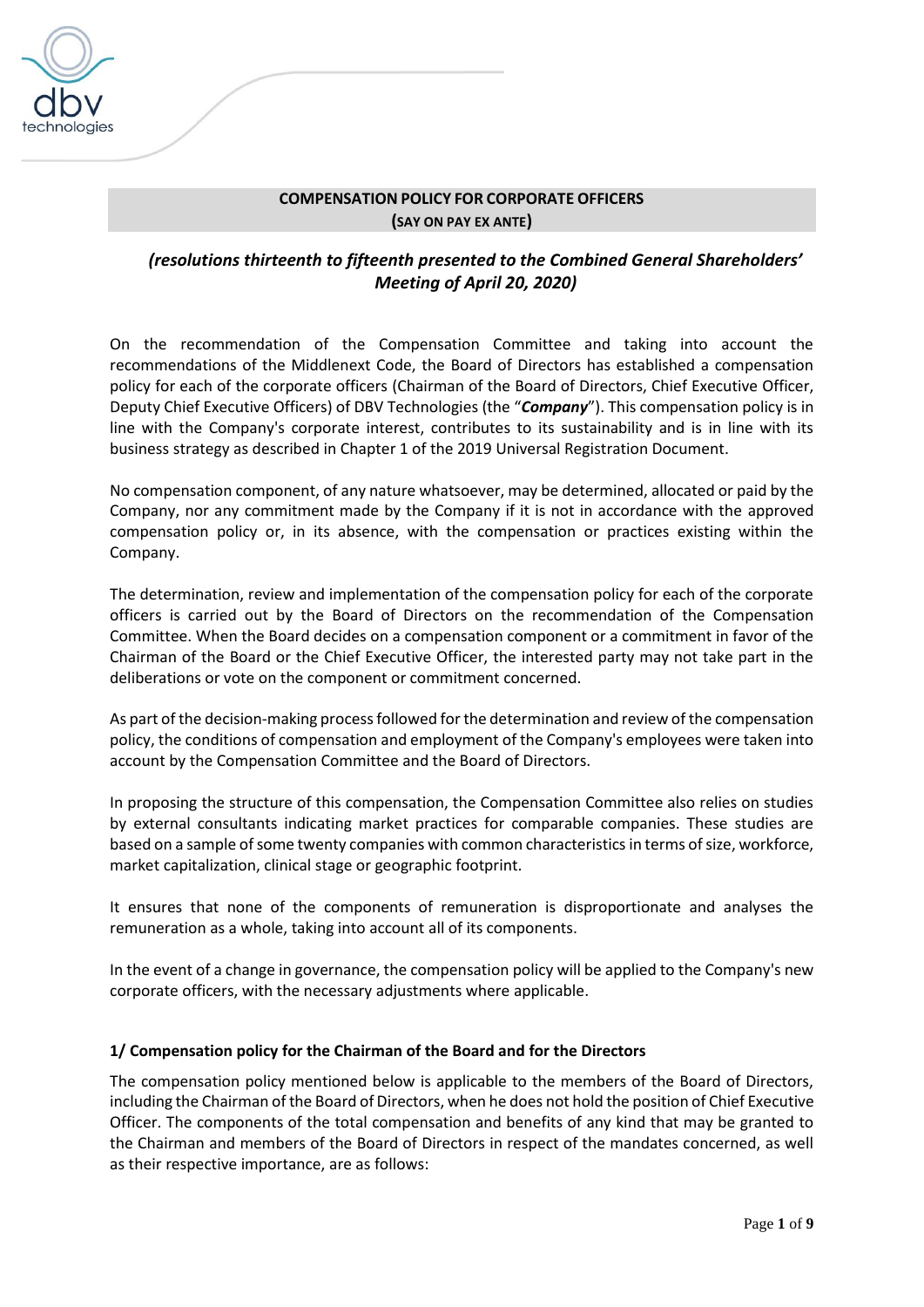# COMPENSATION POLICY FOR CORPORATE OFFICERS
## (SAY ON PAY EX ANTE)

***(resolutions thirteenth to fifteenth presented to the Combined General Shareholders' Meeting of April 20, 2020)***

On the recommendation of the Compensation Committee and taking into account the recommendations of the Middlenext Code, the Board of Directors has established a compensation policy for each of the corporate officers (Chairman of the Board of Directors, Chief Executive Officer, Deputy Chief Executive Officers) of DBV Technologies (the "***Company***"). This compensation policy is in line with the Company's corporate interest, contributes to its sustainability and is in line with its business strategy as described in Chapter 1 of the 2019 Universal Registration Document.

No compensation component, of any nature whatsoever, may be determined, allocated or paid by the Company, nor any commitment made by the Company if it is not in accordance with the approved compensation policy or, in its absence, with the compensation or practices existing within the Company.

The determination, review and implementation of the compensation policy for each of the corporate officers is carried out by the Board of Directors on the recommendation of the Compensation Committee. When the Board decides on a compensation component or a commitment in favor of the Chairman of the Board or the Chief Executive Officer, the interested party may not take part in the deliberations or vote on the component or commitment concerned.

As part of the decision-making process followed for the determination and review of the compensation policy, the conditions of compensation and employment of the Company's employees were taken into account by the Compensation Committee and the Board of Directors.

In proposing the structure of this compensation, the Compensation Committee also relies on studies by external consultants indicating market practices for comparable companies. These studies are based on a sample of some twenty companies with common characteristics in terms of size, workforce, market capitalization, clinical stage or geographic footprint.

It ensures that none of the components of remuneration is disproportionate and analyses the remuneration as a whole, taking into account all of its components.

In the event of a change in governance, the compensation policy will be applied to the Company's new corporate officers, with the necessary adjustments where applicable.

### 1/ Compensation policy for the Chairman of the Board and for the Directors

The compensation policy mentioned below is applicable to the members of the Board of Directors, including the Chairman of the Board of Directors, when he does not hold the position of Chief Executive Officer. The components of the total compensation and benefits of any kind that may be granted to the Chairman and members of the Board of Directors in respect of the mandates concerned, as well as their respective importance, are as follows: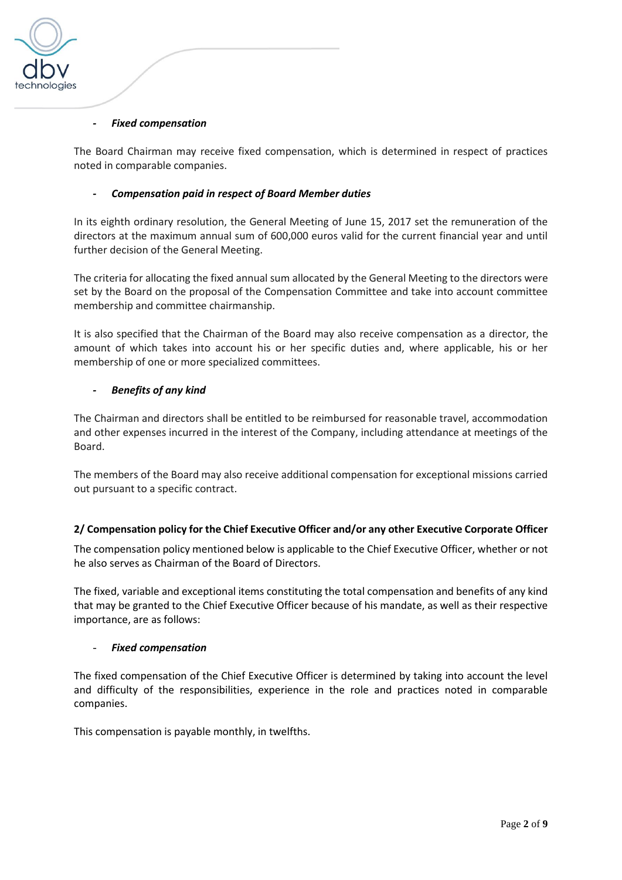- ***Fixed compensation***

The Board Chairman may receive fixed compensation, which is determined in respect of practices noted in comparable companies.

- ***Compensation paid in respect of Board Member duties***

In its eighth ordinary resolution, the General Meeting of June 15, 2017 set the remuneration of the directors at the maximum annual sum of 600,000 euros valid for the current financial year and until further decision of the General Meeting.

The criteria for allocating the fixed annual sum allocated by the General Meeting to the directors were set by the Board on the proposal of the Compensation Committee and take into account committee membership and committee chairmanship.

It is also specified that the Chairman of the Board may also receive compensation as a director, the amount of which takes into account his or her specific duties and, where applicable, his or her membership of one or more specialized committees.

- ***Benefits of any kind***

The Chairman and directors shall be entitled to be reimbursed for reasonable travel, accommodation and other expenses incurred in the interest of the Company, including attendance at meetings of the Board.

The members of the Board may also receive additional compensation for exceptional missions carried out pursuant to a specific contract.

### 2/ Compensation policy for the Chief Executive Officer and/or any other Executive Corporate Officer

The compensation policy mentioned below is applicable to the Chief Executive Officer, whether or not he also serves as Chairman of the Board of Directors.

The fixed, variable and exceptional items constituting the total compensation and benefits of any kind that may be granted to the Chief Executive Officer because of his mandate, as well as their respective importance, are as follows:

- ***Fixed compensation***

The fixed compensation of the Chief Executive Officer is determined by taking into account the level and difficulty of the responsibilities, experience in the role and practices noted in comparable companies.

This compensation is payable monthly, in twelfths.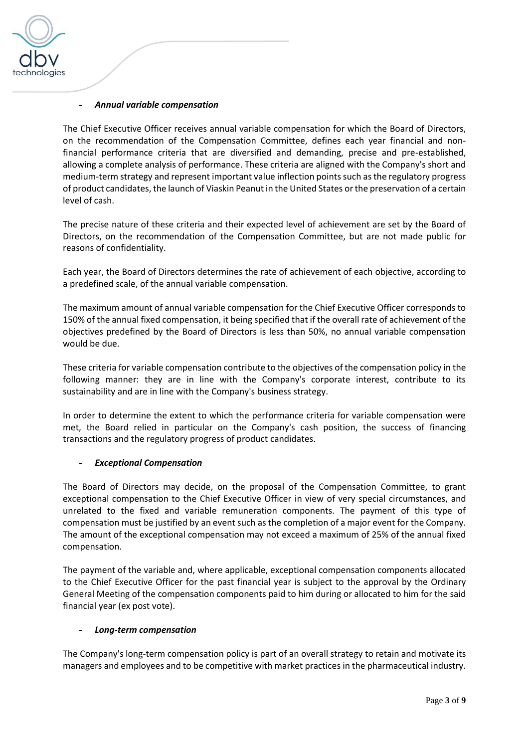- ***Annual variable compensation***

The Chief Executive Officer receives annual variable compensation for which the Board of Directors, on the recommendation of the Compensation Committee, defines each year financial and non-financial performance criteria that are diversified and demanding, precise and pre-established, allowing a complete analysis of performance. These criteria are aligned with the Company's short and medium-term strategy and represent important value inflection points such as the regulatory progress of product candidates, the launch of Viaskin Peanut in the United States or the preservation of a certain level of cash.

The precise nature of these criteria and their expected level of achievement are set by the Board of Directors, on the recommendation of the Compensation Committee, but are not made public for reasons of confidentiality.

Each year, the Board of Directors determines the rate of achievement of each objective, according to a predefined scale, of the annual variable compensation.

The maximum amount of annual variable compensation for the Chief Executive Officer corresponds to 150% of the annual fixed compensation, it being specified that if the overall rate of achievement of the objectives predefined by the Board of Directors is less than 50%, no annual variable compensation would be due.

These criteria for variable compensation contribute to the objectives of the compensation policy in the following manner: they are in line with the Company's corporate interest, contribute to its sustainability and are in line with the Company's business strategy.

In order to determine the extent to which the performance criteria for variable compensation were met, the Board relied in particular on the Company's cash position, the success of financing transactions and the regulatory progress of product candidates.

- ***Exceptional Compensation***

The Board of Directors may decide, on the proposal of the Compensation Committee, to grant exceptional compensation to the Chief Executive Officer in view of very special circumstances, and unrelated to the fixed and variable remuneration components. The payment of this type of compensation must be justified by an event such as the completion of a major event for the Company. The amount of the exceptional compensation may not exceed a maximum of 25% of the annual fixed compensation.

The payment of the variable and, where applicable, exceptional compensation components allocated to the Chief Executive Officer for the past financial year is subject to the approval by the Ordinary General Meeting of the compensation components paid to him during or allocated to him for the said financial year (ex post vote).

- ***Long-term compensation***

The Company's long-term compensation policy is part of an overall strategy to retain and motivate its managers and employees and to be competitive with market practices in the pharmaceutical industry.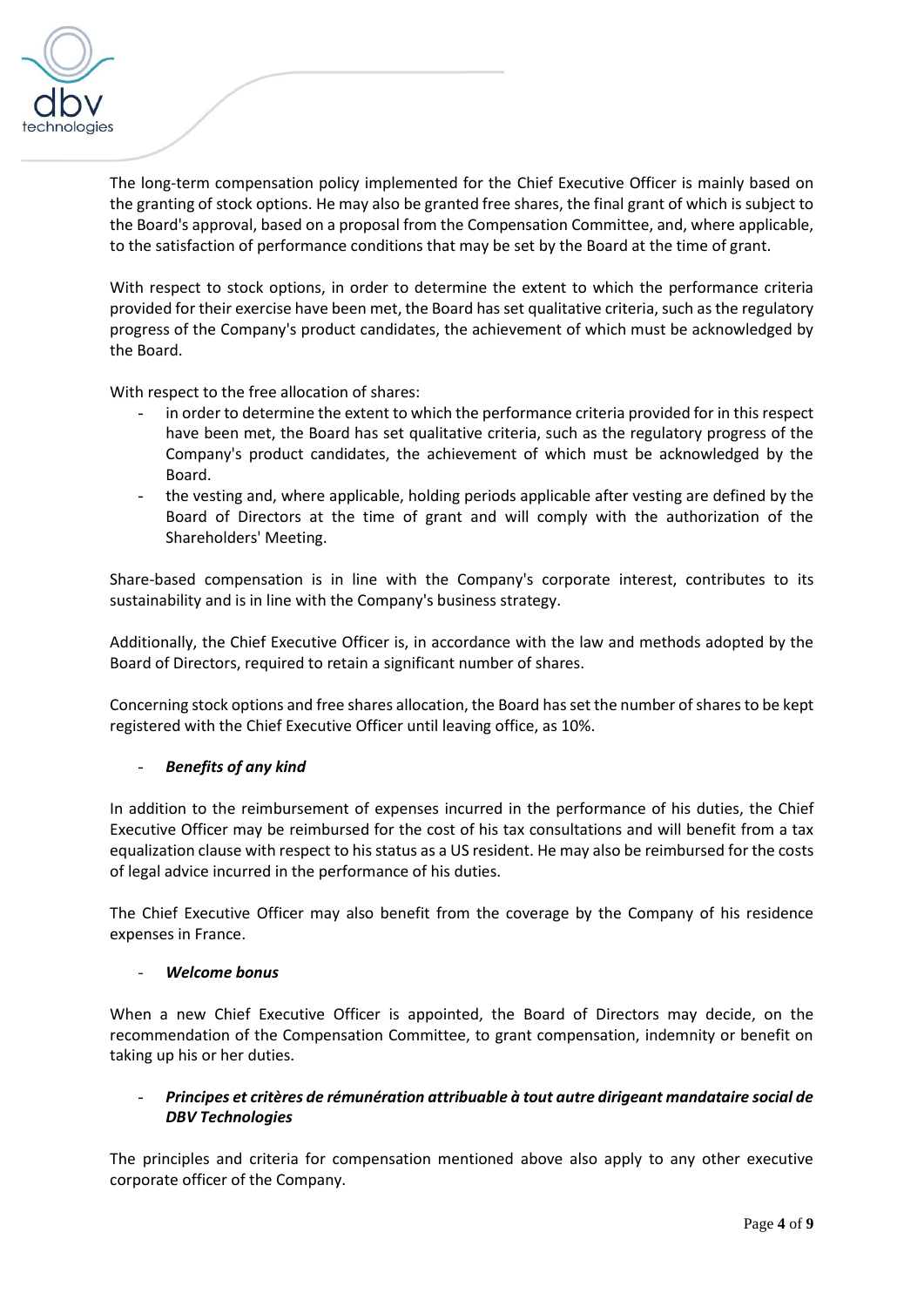The long-term compensation policy implemented for the Chief Executive Officer is mainly based on the granting of stock options. He may also be granted free shares, the final grant of which is subject to the Board's approval, based on a proposal from the Compensation Committee, and, where applicable, to the satisfaction of performance conditions that may be set by the Board at the time of grant.

With respect to stock options, in order to determine the extent to which the performance criteria provided for their exercise have been met, the Board has set qualitative criteria, such as the regulatory progress of the Company's product candidates, the achievement of which must be acknowledged by the Board.

With respect to the free allocation of shares:

- in order to determine the extent to which the performance criteria provided for in this respect have been met, the Board has set qualitative criteria, such as the regulatory progress of the Company's product candidates, the achievement of which must be acknowledged by the Board.
- the vesting and, where applicable, holding periods applicable after vesting are defined by the Board of Directors at the time of grant and will comply with the authorization of the Shareholders' Meeting.

Share-based compensation is in line with the Company's corporate interest, contributes to its sustainability and is in line with the Company's business strategy.

Additionally, the Chief Executive Officer is, in accordance with the law and methods adopted by the Board of Directors, required to retain a significant number of shares.

Concerning stock options and free shares allocation, the Board has set the number of shares to be kept registered with the Chief Executive Officer until leaving office, as 10%.

- ***Benefits of any kind***

In addition to the reimbursement of expenses incurred in the performance of his duties, the Chief Executive Officer may be reimbursed for the cost of his tax consultations and will benefit from a tax equalization clause with respect to his status as a US resident. He may also be reimbursed for the costs of legal advice incurred in the performance of his duties.

The Chief Executive Officer may also benefit from the coverage by the Company of his residence expenses in France.

- ***Welcome bonus***

When a new Chief Executive Officer is appointed, the Board of Directors may decide, on the recommendation of the Compensation Committee, to grant compensation, indemnity or benefit on taking up his or her duties.

- ***Principes et critères de rémunération attribuable à tout autre dirigeant mandataire social de DBV Technologies***

The principles and criteria for compensation mentioned above also apply to any other executive corporate officer of the Company.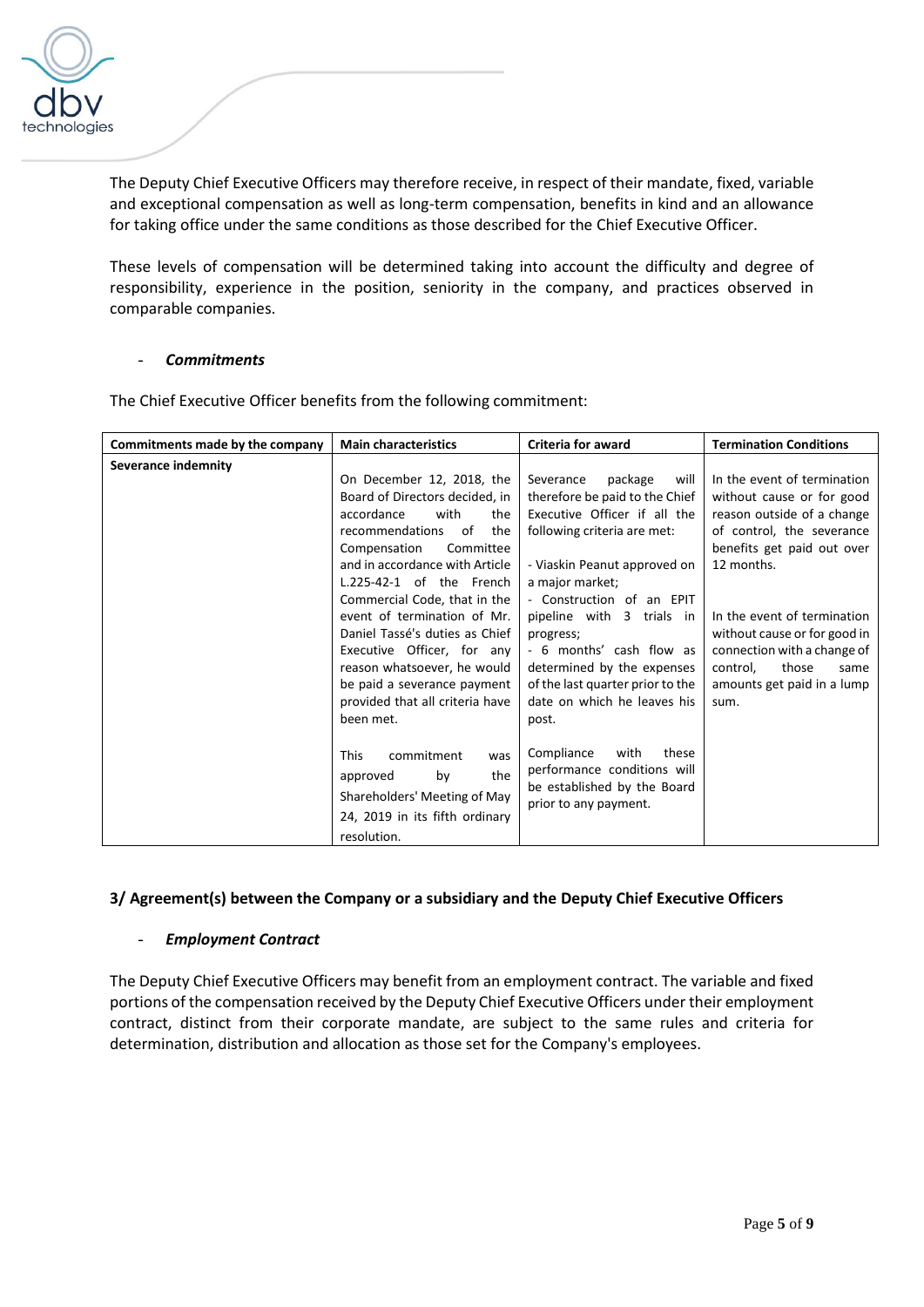The Deputy Chief Executive Officers may therefore receive, in respect of their mandate, fixed, variable and exceptional compensation as well as long-term compensation, benefits in kind and an allowance for taking office under the same conditions as those described for the Chief Executive Officer.

These levels of compensation will be determined taking into account the difficulty and degree of responsibility, experience in the position, seniority in the company, and practices observed in comparable companies.

- ***Commitments***

The Chief Executive Officer benefits from the following commitment:

| Commitments made by the company | Main characteristics | Criteria for award | Termination Conditions |
|---|---|---|---|
| **Severance indemnity** | On December 12, 2018, the Board of Directors decided, in accordance with the recommendations of the Compensation Committee and in accordance with Article L.225-42-1 of the French Commercial Code, that in the event of termination of Mr. Daniel Tassé's duties as Chief Executive Officer, for any reason whatsoever, he would be paid a severance payment provided that all criteria have been met.<br><br>This commitment was approved by the Shareholders' Meeting of May 24, 2019 in its fifth ordinary resolution. | Severance package will therefore be paid to the Chief Executive Officer if all the following criteria are met:<br><br>- Viaskin Peanut approved on a major market;<br>- Construction of an EPIT pipeline with 3 trials in progress;<br>- 6 months' cash flow as determined by the expenses of the last quarter prior to the date on which he leaves his post.<br><br>Compliance with these performance conditions will be established by the Board prior to any payment. | In the event of termination without cause or for good reason outside of a change of control, the severance benefits get paid out over 12 months.<br><br>In the event of termination without cause or for good in connection with a change of control, those same amounts get paid in a lump sum. |

### 3/ Agreement(s) between the Company or a subsidiary and the Deputy Chief Executive Officers

- ***Employment Contract***

The Deputy Chief Executive Officers may benefit from an employment contract. The variable and fixed portions of the compensation received by the Deputy Chief Executive Officers under their employment contract, distinct from their corporate mandate, are subject to the same rules and criteria for determination, distribution and allocation as those set for the Company's employees.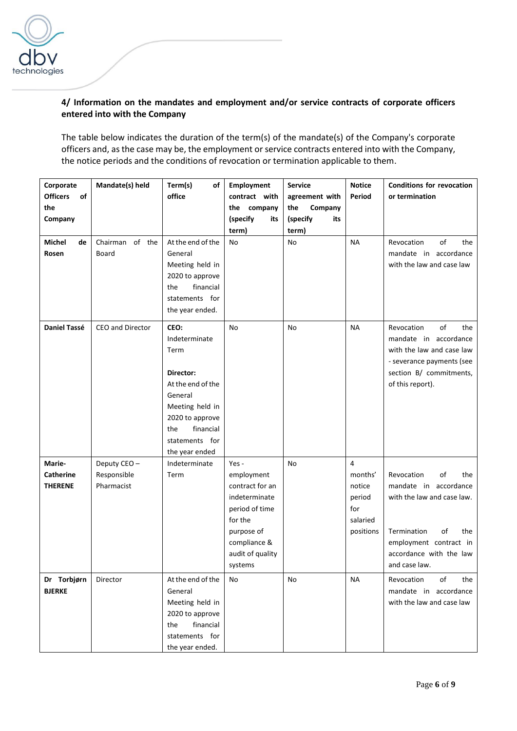### 4/ Information on the mandates and employment and/or service contracts of corporate officers entered into with the Company

The table below indicates the duration of the term(s) of the mandate(s) of the Company's corporate officers and, as the case may be, the employment or service contracts entered into with the Company, the notice periods and the conditions of revocation or termination applicable to them.

| Corporate Officers of the Company | Mandate(s) held | Term(s) of office | Employment contract with the company (specify its term) | Service agreement with the Company (specify its term) | Notice Period | Conditions for revocation or termination |
|---|---|---|---|---|---|---|
| **Michel de Rosen** | Chairman of the Board | At the end of the General Meeting held in 2020 to approve the financial statements for the year ended. | No | No | NA | Revocation of the mandate in accordance with the law and case law |
| **Daniel Tassé** | CEO and Director | **CEO:** Indeterminate Term<br><br>**Director:** At the end of the General Meeting held in 2020 to approve the financial statements for the year ended | No | No | NA | Revocation of the mandate in accordance with the law and case law - severance payments (see section B/ commitments, of this report). |
| **Marie-Catherine THERENE** | Deputy CEO – Responsible Pharmacist | Indeterminate Term | Yes - employment contract for an indeterminate period of time for the purpose of compliance & audit of quality systems | No | 4 months' notice period for salaried positions | Revocation of the mandate in accordance with the law and case law.<br><br>Termination of the employment contract in accordance with the law and case law. |
| **Dr Torbjørn BJERKE** | Director | At the end of the General Meeting held in 2020 to approve the financial statements for the year ended. | No | No | NA | Revocation of the mandate in accordance with the law and case law |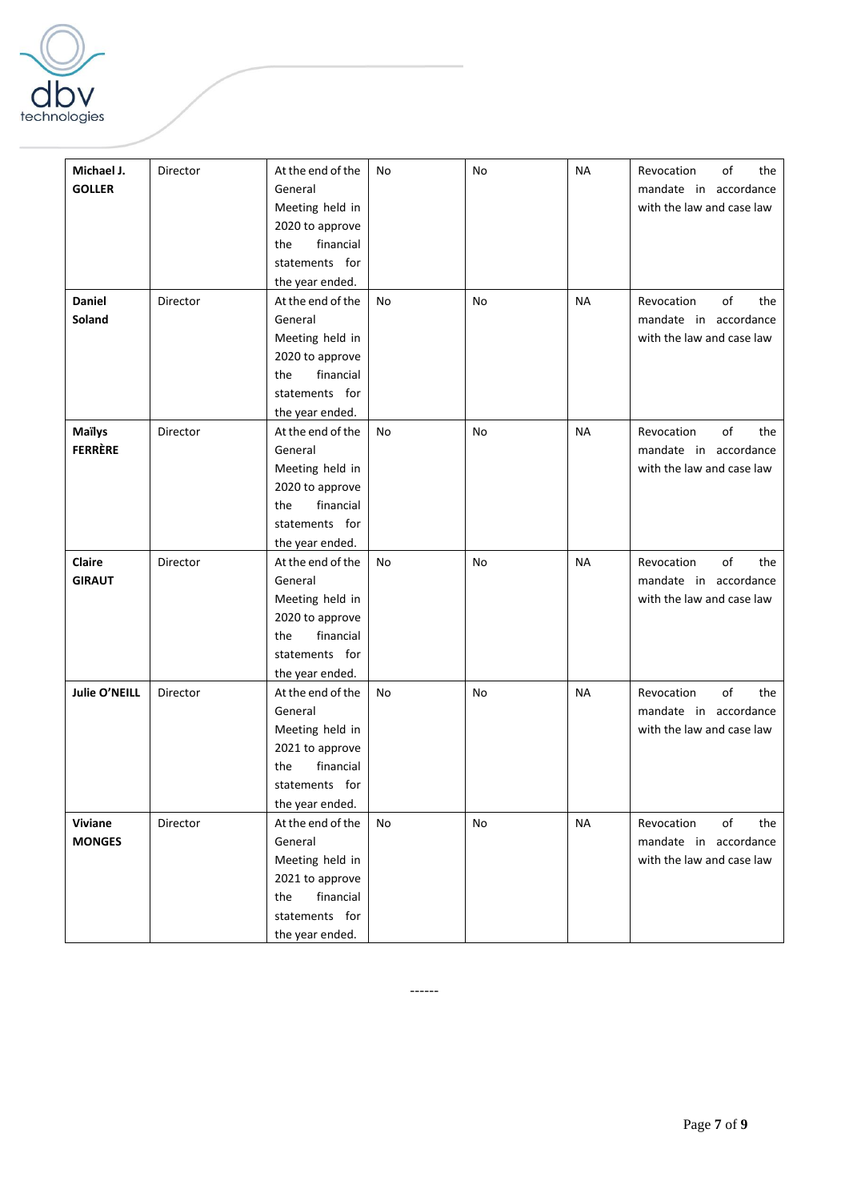| **Michael J. GOLLER** | Director | At the end of the General Meeting held in 2020 to approve the financial statements for the year ended. | No | No | NA | Revocation of the mandate in accordance with the law and case law |
|---|---|---|---|---|---|---|
| **Daniel Soland** | Director | At the end of the General Meeting held in 2020 to approve the financial statements for the year ended. | No | No | NA | Revocation of the mandate in accordance with the law and case law |
| **Maïlys FERRÈRE** | Director | At the end of the General Meeting held in 2020 to approve the financial statements for the year ended. | No | No | NA | Revocation of the mandate in accordance with the law and case law |
| **Claire GIRAUT** | Director | At the end of the General Meeting held in 2020 to approve the financial statements for the year ended. | No | No | NA | Revocation of the mandate in accordance with the law and case law |
| **Julie O'NEILL** | Director | At the end of the General Meeting held in 2021 to approve the financial statements for the year ended. | No | No | NA | Revocation of the mandate in accordance with the law and case law |
| **Viviane MONGES** | Director | At the end of the General Meeting held in 2021 to approve the financial statements for the year ended. | No | No | NA | Revocation of the mandate in accordance with the law and case law |

------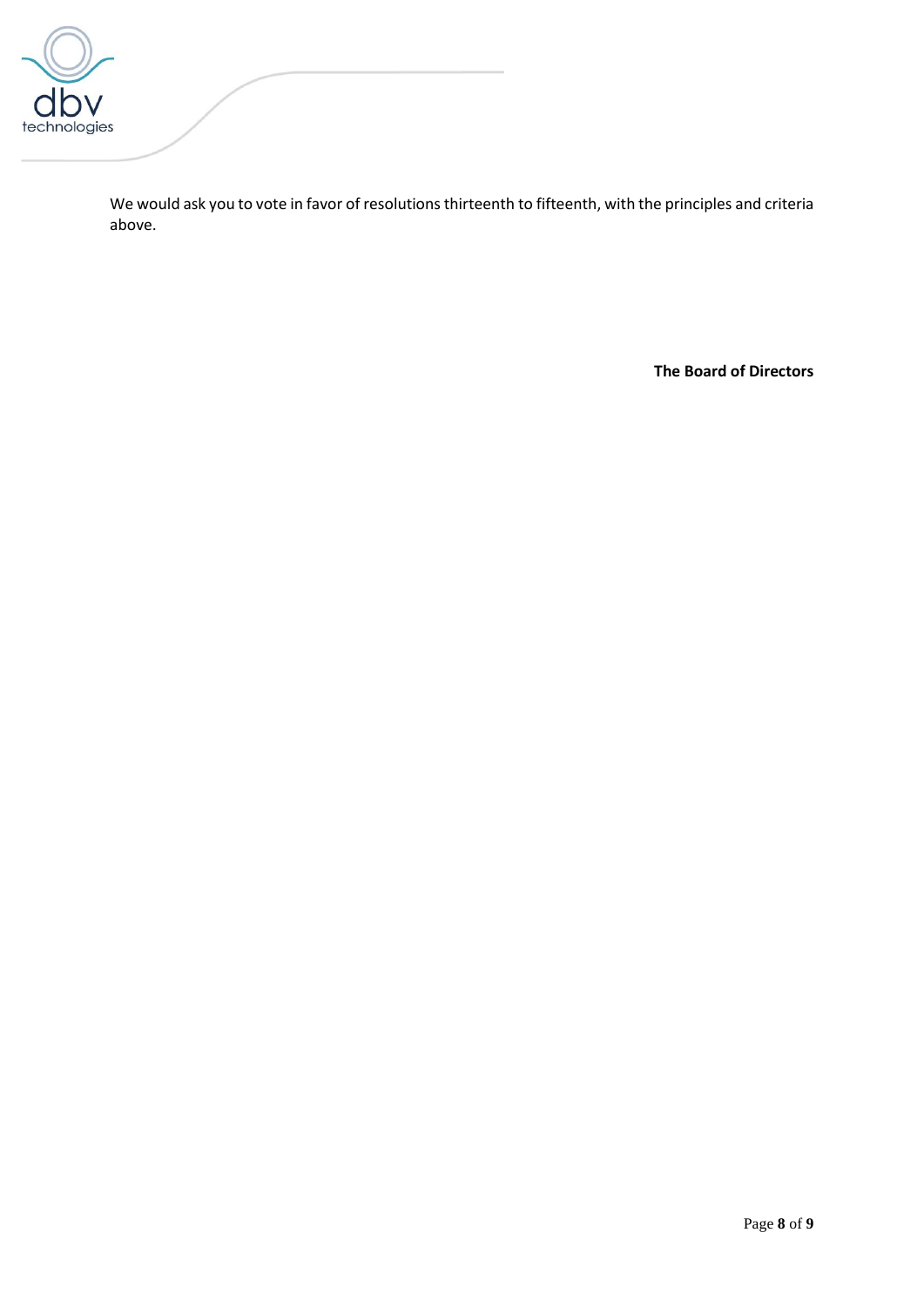We would ask you to vote in favor of resolutions thirteenth to fifteenth, with the principles and criteria above.

**The Board of Directors**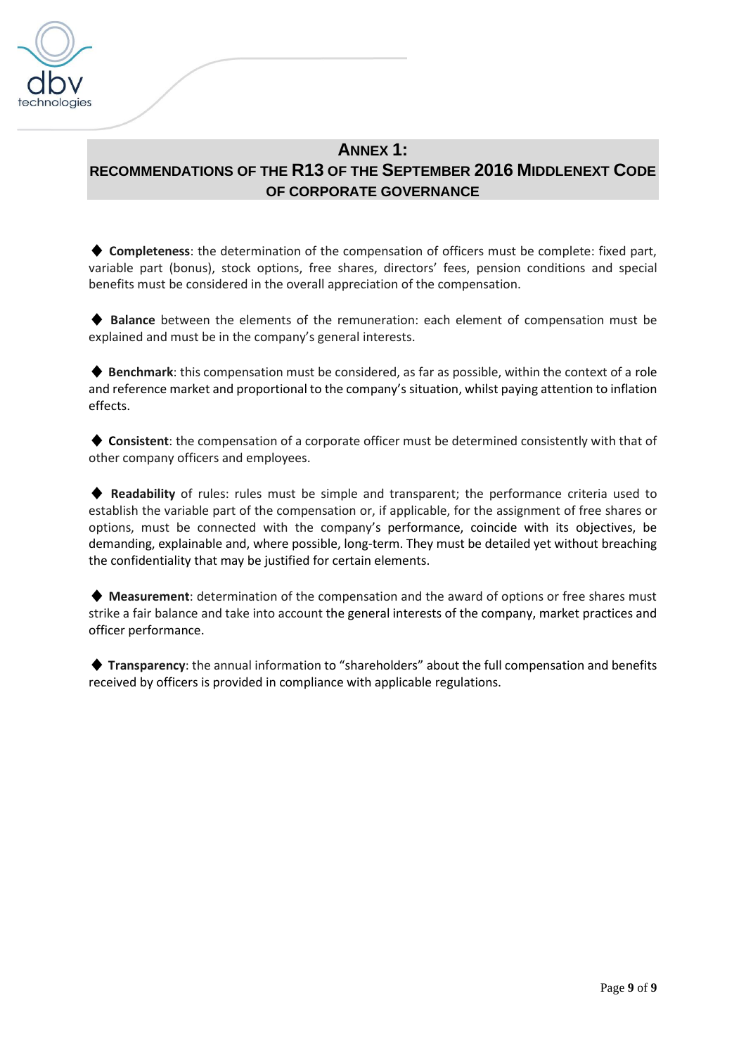## ANNEX 1:
## RECOMMENDATIONS OF THE R13 OF THE SEPTEMBER 2016 MIDDLENEXT CODE OF CORPORATE GOVERNANCE

◆ **Completeness**: the determination of the compensation of officers must be complete: fixed part, variable part (bonus), stock options, free shares, directors' fees, pension conditions and special benefits must be considered in the overall appreciation of the compensation.

◆ **Balance** between the elements of the remuneration: each element of compensation must be explained and must be in the company's general interests.

◆ **Benchmark**: this compensation must be considered, as far as possible, within the context of a role and reference market and proportional to the company's situation, whilst paying attention to inflation effects.

◆ **Consistent**: the compensation of a corporate officer must be determined consistently with that of other company officers and employees.

◆ **Readability** of rules: rules must be simple and transparent; the performance criteria used to establish the variable part of the compensation or, if applicable, for the assignment of free shares or options, must be connected with the company's performance, coincide with its objectives, be demanding, explainable and, where possible, long-term. They must be detailed yet without breaching the confidentiality that may be justified for certain elements.

◆ **Measurement**: determination of the compensation and the award of options or free shares must strike a fair balance and take into account the general interests of the company, market practices and officer performance.

◆ **Transparency**: the annual information to "shareholders" about the full compensation and benefits received by officers is provided in compliance with applicable regulations.